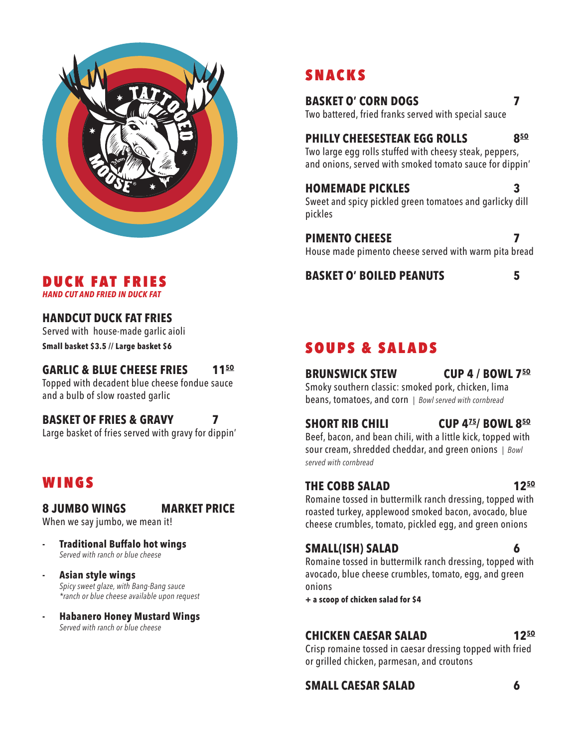## DUCK FAT FRIES

***HAND CUT AND FRIED IN DUCK FAT***

**HANDCUT DUCK FAT FRIES**
Served with house-made garlic aioli
**Small basket $3.5 // Large basket $6**

**GARLIC & BLUE CHEESE FRIES** — **11.50**
Topped with decadent blue cheese fondue sauce and a bulb of slow roasted garlic

**BASKET OF FRIES & GRAVY** — **7**
Large basket of fries served with gravy for dippin'

## WINGS

**8 JUMBO WINGS** — **MARKET PRICE**
When we say jumbo, we mean it!

- **Traditional Buffalo hot wings**
  *Served with ranch or blue cheese*
- **Asian style wings**
  *Spicy sweet glaze, with Bang-Bang sauce*
  **ranch or blue cheese available upon request*
- **Habanero Honey Mustard Wings**
  *Served with ranch or blue cheese*

## SNACKS

**BASKET O' CORN DOGS** — **7**
Two battered, fried franks served with special sauce

**PHILLY CHEESESTEAK EGG ROLLS** — **8.50**
Two large egg rolls stuffed with cheesy steak, peppers, and onions, served with smoked tomato sauce for dippin'

**HOMEMADE PICKLES** — **3**
Sweet and spicy pickled green tomatoes and garlicky dill pickles

**PIMENTO CHEESE** — **7**
House made pimento cheese served with warm pita bread

**BASKET O' BOILED PEANUTS** — **5**

## SOUPS & SALADS

**BRUNSWICK STEW** — **CUP 4 / BOWL 7.50**
Smoky southern classic: smoked pork, chicken, lima beans, tomatoes, and corn | *Bowl served with cornbread*

**SHORT RIB CHILI** — **CUP 4.75/ BOWL 8.50**
Beef, bacon, and bean chili, with a little kick, topped with sour cream, shredded cheddar, and green onions | *Bowl served with cornbread*

**THE COBB SALAD** — **12.50**
Romaine tossed in buttermilk ranch dressing, topped with roasted turkey, applewood smoked bacon, avocado, blue cheese crumbles, tomato, pickled egg, and green onions

**SMALL(ISH) SALAD** — **6**
Romaine tossed in buttermilk ranch dressing, topped with avocado, blue cheese crumbles, tomato, egg, and green onions
**+ a scoop of chicken salad for $4**

**CHICKEN CAESAR SALAD** — **12.50**
Crisp romaine tossed in caesar dressing topped with fried or grilled chicken, parmesan, and croutons

**SMALL CAESAR SALAD** — **6**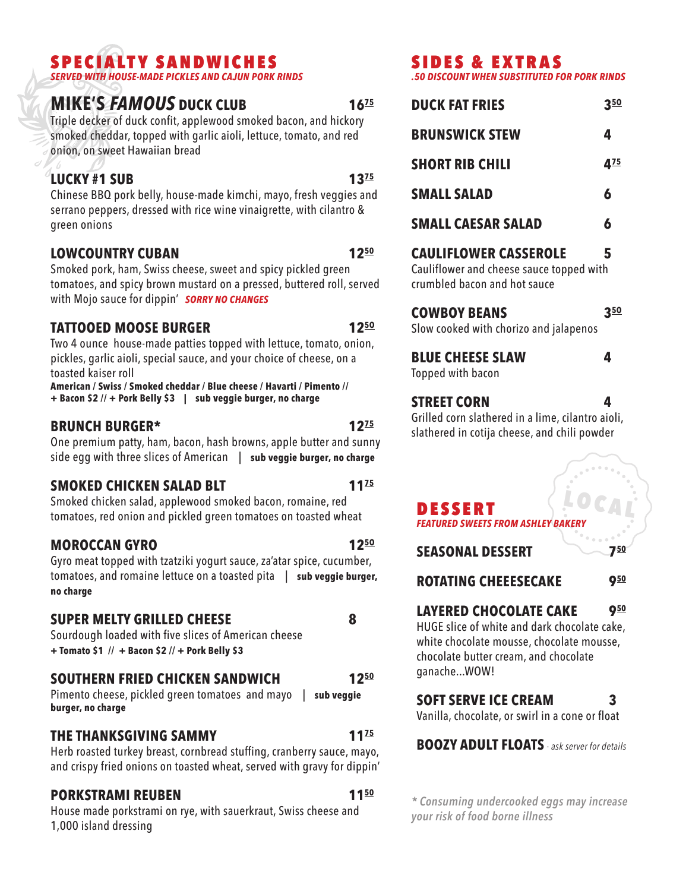## SPECIALTY SANDWICHES

*SERVED WITH HOUSE-MADE PICKLES AND CAJUN PORK RINDS*

### MIKE'S *FAMOUS* DUCK CLUB — 16.75

Triple decker of duck confit, applewood smoked bacon, and hickory smoked cheddar, topped with garlic aioli, lettuce, tomato, and red onion, on sweet Hawaiian bread

### LUCKY #1 SUB — 13.75

Chinese BBQ pork belly, house-made kimchi, mayo, fresh veggies and serrano peppers, dressed with rice wine vinaigrette, with cilantro & green onions

### LOWCOUNTRY CUBAN — 12.50

Smoked pork, ham, Swiss cheese, sweet and spicy pickled green tomatoes, and spicy brown mustard on a pressed, buttered roll, served with Mojo sauce for dippin' ***SORRY NO CHANGES***

### TATTOOED MOOSE BURGER — 12.50

Two 4 ounce house-made patties topped with lettuce, tomato, onion, pickles, garlic aioli, special sauce, and your choice of cheese, on a toasted kaiser roll

**American / Swiss / Smoked cheddar / Blue cheese / Havarti / Pimento //**
**+ Bacon $2 // + Pork Belly $3 | sub veggie burger, no charge**

### BRUNCH BURGER* — 12.75

One premium patty, ham, bacon, hash browns, apple butter and sunny side egg with three slices of American | **sub veggie burger, no charge**

### SMOKED CHICKEN SALAD BLT — 11.75

Smoked chicken salad, applewood smoked bacon, romaine, red tomatoes, red onion and pickled green tomatoes on toasted wheat

### MOROCCAN GYRO — 12.50

Gyro meat topped with tzatziki yogurt sauce, za'atar spice, cucumber, tomatoes, and romaine lettuce on a toasted pita | **sub veggie burger, no charge**

### SUPER MELTY GRILLED CHEESE — 8

Sourdough loaded with five slices of American cheese

**+ Tomato $1 // + Bacon $2 // + Pork Belly $3**

### SOUTHERN FRIED CHICKEN SANDWICH — 12.50

Pimento cheese, pickled green tomatoes and mayo | **sub veggie burger, no charge**

### THE THANKSGIVING SAMMY — 11.75

Herb roasted turkey breast, cornbread stuffing, cranberry sauce, mayo, and crispy fried onions on toasted wheat, served with gravy for dippin'

### PORKSTRAMI REUBEN — 11.50

House made porkstrami on rye, with sauerkraut, Swiss cheese and 1,000 island dressing

## SIDES & EXTRAS

*.50 DISCOUNT WHEN SUBSTITUTED FOR PORK RINDS*

### DUCK FAT FRIES — 3.50

### BRUNSWICK STEW — 4

### SHORT RIB CHILI — 4.75

### SMALL SALAD — 6

### SMALL CAESAR SALAD — 6

### CAULIFLOWER CASSEROLE — 5

Cauliflower and cheese sauce topped with crumbled bacon and hot sauce

### COWBOY BEANS — 3.50

Slow cooked with chorizo and jalapenos

### BLUE CHEESE SLAW — 4

Topped with bacon

### STREET CORN — 4

Grilled corn slathered in a lime, cilantro aioli, slathered in cotija cheese, and chili powder

## DESSERT

*FEATURED SWEETS FROM ASHLEY BAKERY*

LOCAL

### SEASONAL DESSERT — 7.50

### ROTATING CHEEESECAKE — 9.50

### LAYERED CHOCOLATE CAKE — 9.50

HUGE slice of white and dark chocolate cake, white chocolate mousse, chocolate mousse, chocolate butter cream, and chocolate ganache...WOW!

### SOFT SERVE ICE CREAM — 3

Vanilla, chocolate, or swirl in a cone or float

### BOOZY ADULT FLOATS - *ask server for details*

*\* Consuming undercooked eggs may increase your risk of food borne illness*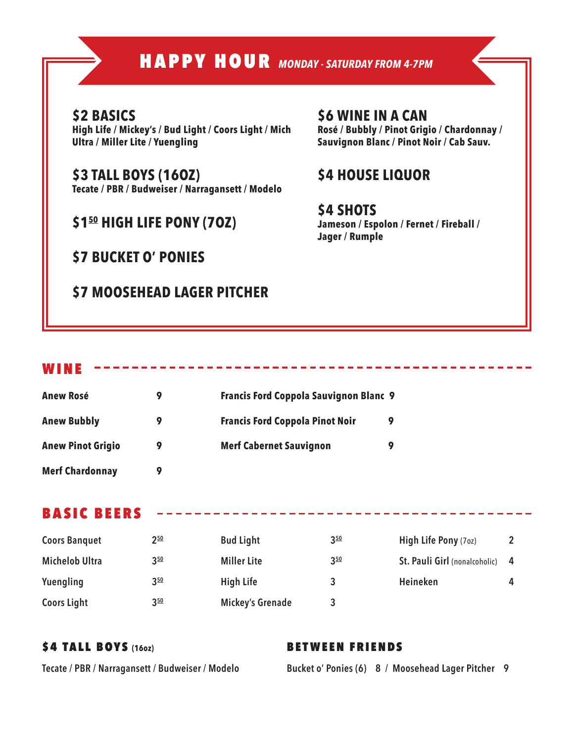# HAPPY HOUR *MONDAY - SATURDAY FROM 4-7PM*

## $2 BASICS
**High Life / Mickey's / Bud Light / Coors Light / Mich Ultra / Miller Lite / Yuengling**

## $3 TALL BOYS (16OZ)
**Tecate / PBR / Budweiser / Narragansett / Modelo**

## $1.50 HIGH LIFE PONY (7OZ)

## $7 BUCKET O' PONIES

## $7 MOOSEHEAD LAGER PITCHER

## $6 WINE IN A CAN
**Rosé / Bubbly / Pinot Grigio / Chardonnay / Sauvignon Blanc / Pinot Noir / Cab Sauv.**

## $4 HOUSE LIQUOR

## $4 SHOTS
**Jameson / Espolon / Fernet / Fireball / Jager / Rumple**

## WINE

| | | | |
|---|---|---|---|
| **Anew Rosé** | 9 | **Francis Ford Coppola Sauvignon Blanc** | 9 |
| **Anew Bubbly** | 9 | **Francis Ford Coppola Pinot Noir** | 9 |
| **Anew Pinot Grigio** | 9 | **Merf Cabernet Sauvignon** | 9 |
| **Merf Chardonnay** | 9 | | |

## BASIC BEERS

| | | | | | |
|---|---|---|---|---|---|
| Coors Banquet | 2.50 | Bud Light | 3.50 | High Life Pony (7oz) | 2 |
| Michelob Ultra | 3.50 | Miller Lite | 3.50 | St. Pauli Girl (nonalcoholic) | 4 |
| Yuengling | 3.50 | High Life | 3 | Heineken | 4 |
| Coors Light | 3.50 | Mickey's Grenade | 3 | | |

### $4 TALL BOYS (16oz)

Tecate / PBR / Narragansett / Budweiser / Modelo

### BETWEEN FRIENDS

Bucket o' Ponies (6) 8 / Moosehead Lager Pitcher 9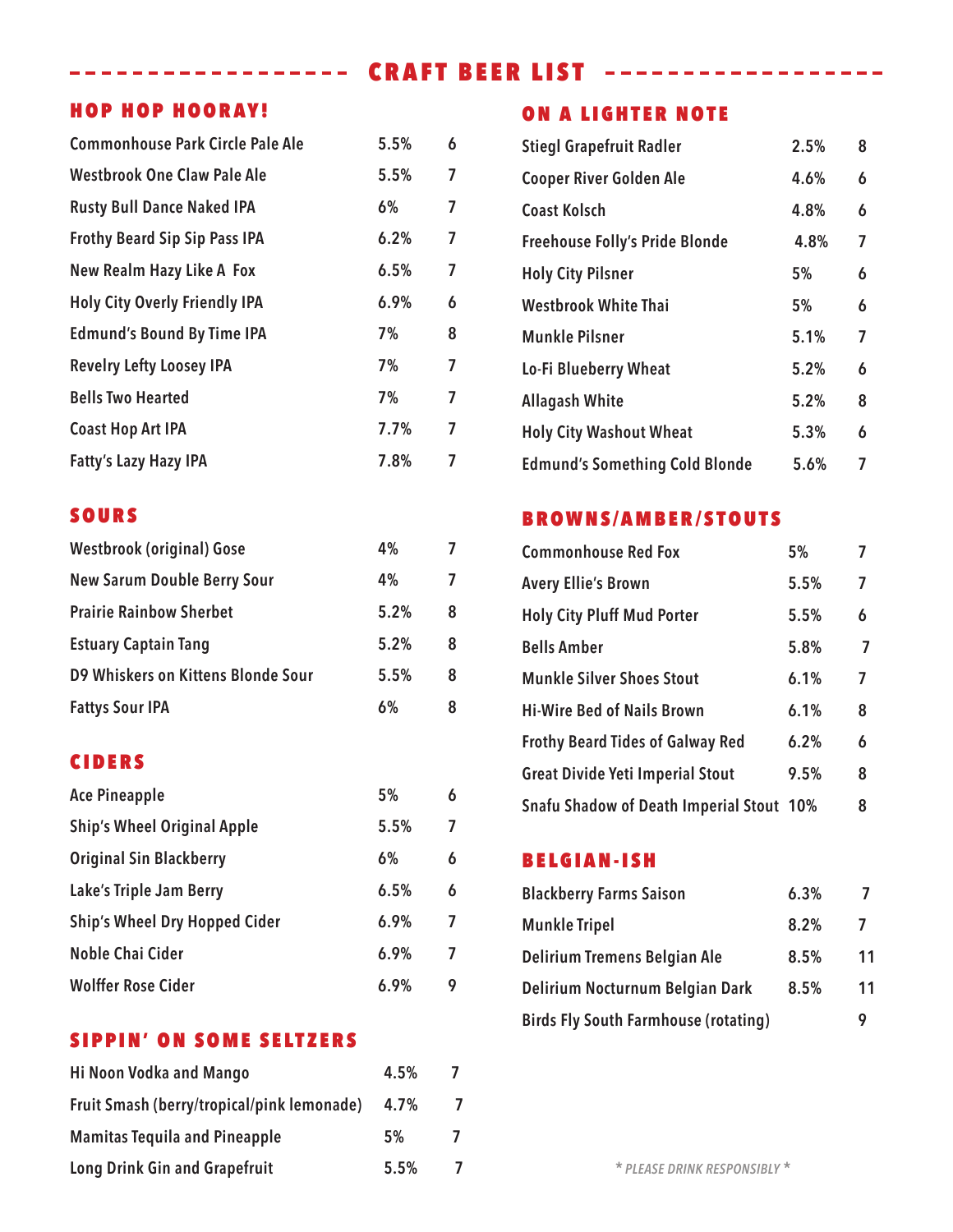# CRAFT BEER LIST

## HOP HOP HOORAY!

| Beer | ABV | Price |
|---|---|---|
| Commonhouse Park Circle Pale Ale | 5.5% | 6 |
| Westbrook One Claw Pale Ale | 5.5% | 7 |
| Rusty Bull Dance Naked IPA | 6% | 7 |
| Frothy Beard Sip Sip Pass IPA | 6.2% | 7 |
| New Realm Hazy Like A Fox | 6.5% | 7 |
| Holy City Overly Friendly IPA | 6.9% | 6 |
| Edmund's Bound By Time IPA | 7% | 8 |
| Revelry Lefty Loosey IPA | 7% | 7 |
| Bells Two Hearted | 7% | 7 |
| Coast Hop Art IPA | 7.7% | 7 |
| Fatty's Lazy Hazy IPA | 7.8% | 7 |

## SOURS

| Beer | ABV | Price |
|---|---|---|
| Westbrook (original) Gose | 4% | 7 |
| New Sarum Double Berry Sour | 4% | 7 |
| Prairie Rainbow Sherbet | 5.2% | 8 |
| Estuary Captain Tang | 5.2% | 8 |
| D9 Whiskers on Kittens Blonde Sour | 5.5% | 8 |
| Fattys Sour IPA | 6% | 8 |

## CIDERS

| Cider | ABV | Price |
|---|---|---|
| Ace Pineapple | 5% | 6 |
| Ship's Wheel Original Apple | 5.5% | 7 |
| Original Sin Blackberry | 6% | 6 |
| Lake's Triple Jam Berry | 6.5% | 6 |
| Ship's Wheel Dry Hopped Cider | 6.9% | 7 |
| Noble Chai Cider | 6.9% | 7 |
| Wolffer Rose Cider | 6.9% | 9 |

## SIPPIN' ON SOME SELTZERS

| Seltzer | ABV | Price |
|---|---|---|
| Hi Noon Vodka and Mango | 4.5% | 7 |
| Fruit Smash (berry/tropical/pink lemonade) | 4.7% | 7 |
| Mamitas Tequila and Pineapple | 5% | 7 |
| Long Drink Gin and Grapefruit | 5.5% | 7 |

## ON A LIGHTER NOTE

| Beer | ABV | Price |
|---|---|---|
| Stiegl Grapefruit Radler | 2.5% | 8 |
| Cooper River Golden Ale | 4.6% | 6 |
| Coast Kolsch | 4.8% | 6 |
| Freehouse Folly's Pride Blonde | 4.8% | 7 |
| Holy City Pilsner | 5% | 6 |
| Westbrook White Thai | 5% | 6 |
| Munkle Pilsner | 5.1% | 7 |
| Lo-Fi Blueberry Wheat | 5.2% | 6 |
| Allagash White | 5.2% | 8 |
| Holy City Washout Wheat | 5.3% | 6 |
| Edmund's Something Cold Blonde | 5.6% | 7 |

## BROWNS/AMBER/STOUTS

| Beer | ABV | Price |
|---|---|---|
| Commonhouse Red Fox | 5% | 7 |
| Avery Ellie's Brown | 5.5% | 7 |
| Holy City Pluff Mud Porter | 5.5% | 6 |
| Bells Amber | 5.8% | 7 |
| Munkle Silver Shoes Stout | 6.1% | 7 |
| Hi-Wire Bed of Nails Brown | 6.1% | 8 |
| Frothy Beard Tides of Galway Red | 6.2% | 6 |
| Great Divide Yeti Imperial Stout | 9.5% | 8 |
| Snafu Shadow of Death Imperial Stout | 10% | 8 |

## BELGIAN-ISH

| Beer | ABV | Price |
|---|---|---|
| Blackberry Farms Saison | 6.3% | 7 |
| Munkle Tripel | 8.2% | 7 |
| Delirium Tremens Belgian Ale | 8.5% | 11 |
| Delirium Nocturnum Belgian Dark | 8.5% | 11 |
| Birds Fly South Farmhouse (rotating) | | 9 |

*\* PLEASE DRINK RESPONSIBLY \**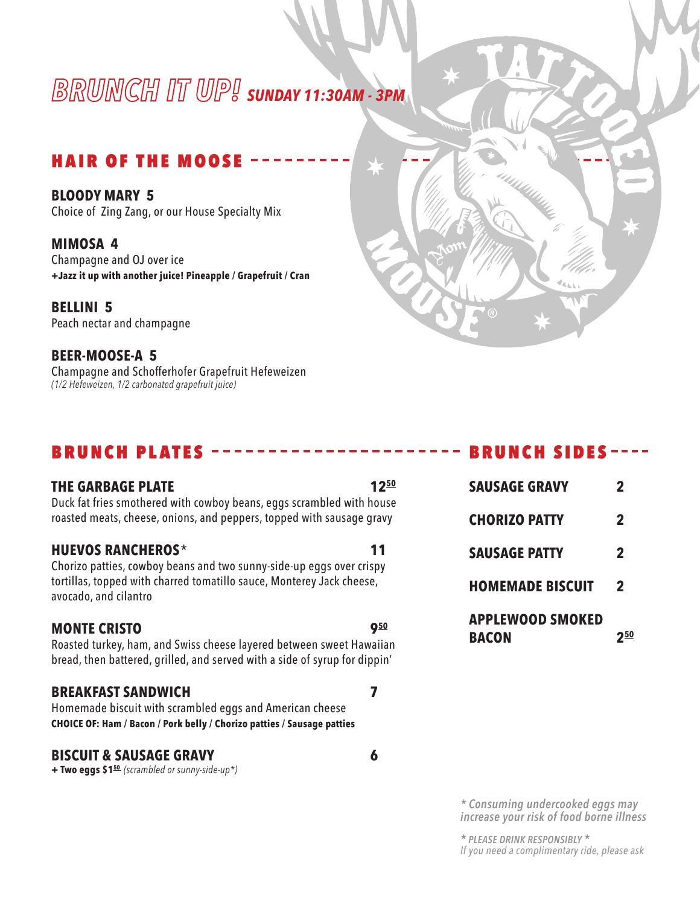# BRUNCH IT UP! SUNDAY 11:30AM - 3PM

## HAIR OF THE MOOSE

**BLOODY MARY 5**
Choice of Zing Zang, or our House Specialty Mix

**MIMOSA 4**
Champagne and OJ over ice
**+Jazz it up with another juice! Pineapple / Grapefruit / Cran**

**BELLINI 5**
Peach nectar and champagne

**BEER-MOOSE-A 5**
Champagne and Schofferhofer Grapefruit Hefeweizen
*(1/2 Hefeweizen, 1/2 carbonated grapefruit juice)*

## BRUNCH PLATES

**THE GARBAGE PLATE** 12.50
Duck fat fries smothered with cowboy beans, eggs scrambled with house roasted meats, cheese, onions, and peppers, topped with sausage gravy

**HUEVOS RANCHEROS*** 11
Chorizo patties, cowboy beans and two sunny-side-up eggs over crispy tortillas, topped with charred tomatillo sauce, Monterey Jack cheese, avocado, and cilantro

**MONTE CRISTO** 9.50
Roasted turkey, ham, and Swiss cheese layered between sweet Hawaiian bread, then battered, grilled, and served with a side of syrup for dippin'

**BREAKFAST SANDWICH** 7
Homemade biscuit with scrambled eggs and American cheese
**CHOICE OF: Ham / Bacon / Pork belly / Chorizo patties / Sausage patties**

**BISCUIT & SAUSAGE GRAVY** 6
**+ Two eggs $1.50** *(scrambled or sunny-side-up*)*

## BRUNCH SIDES

| | |
|---|---|
| **SAUSAGE GRAVY** | 2 |
| **CHORIZO PATTY** | 2 |
| **SAUSAGE PATTY** | 2 |
| **HOMEMADE BISCUIT** | 2 |
| **APPLEWOOD SMOKED BACON** | 2.50 |

*\* Consuming undercooked eggs may increase your risk of food borne illness*

*\* PLEASE DRINK RESPONSIBLY \**
*If you need a complimentary ride, please ask*